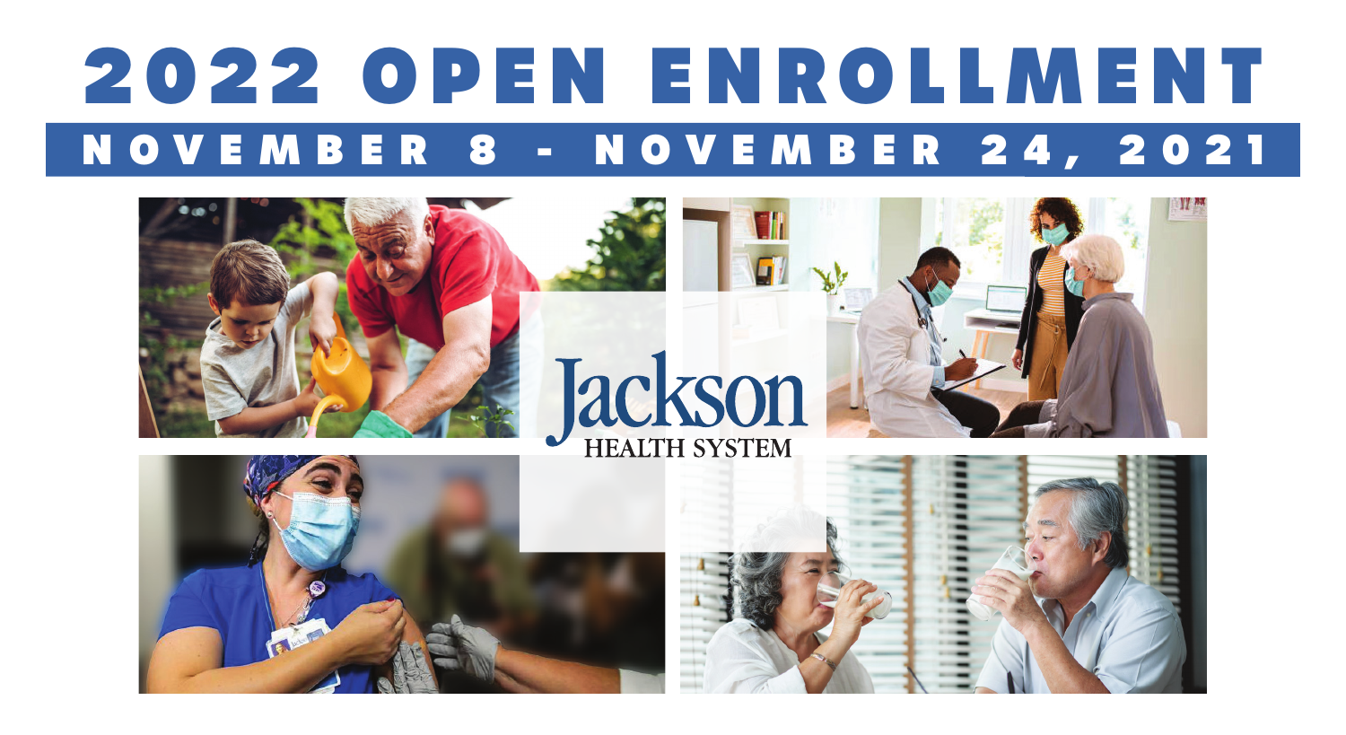# 2022 OPEN ENROLLMENT

## NOVEMBER 8 - NOVEMBER 24, 2021

Jackson
HEALTH SYSTEM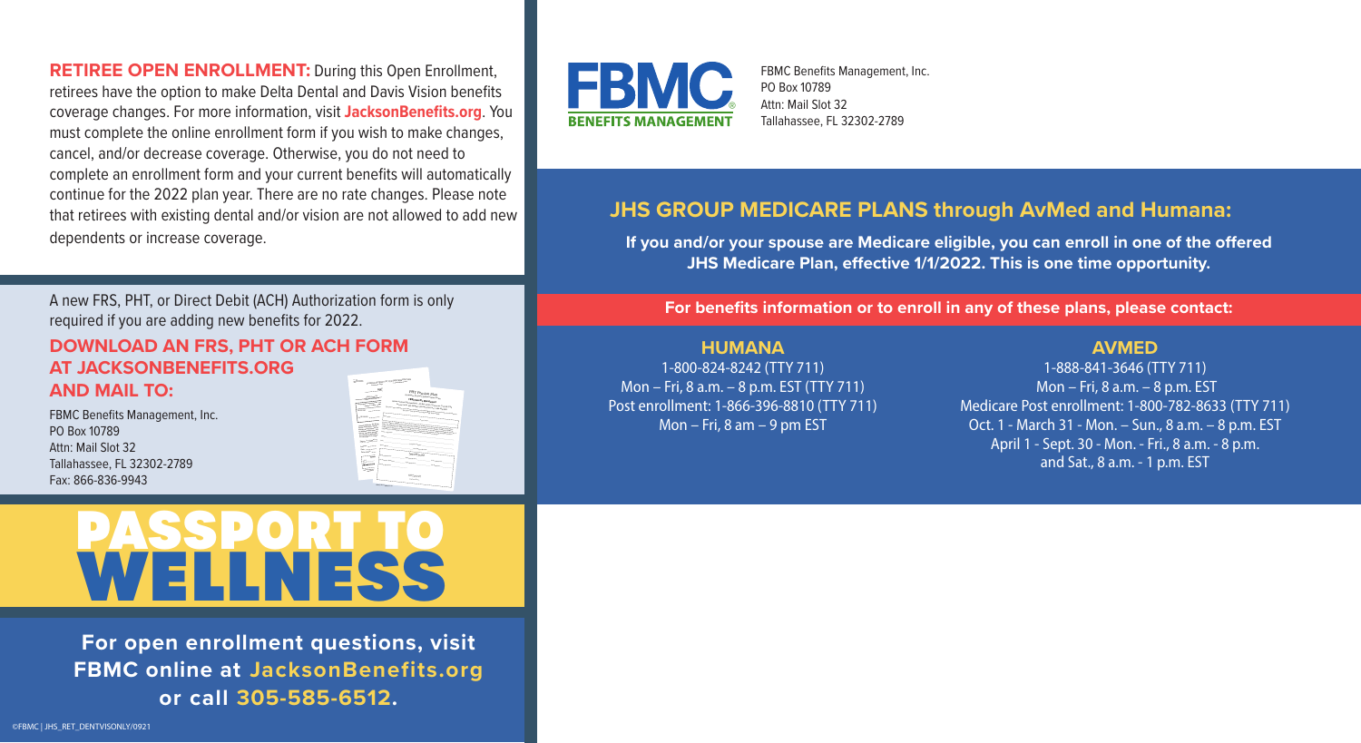**RETIREE OPEN ENROLLMENT:** During this Open Enrollment, retirees have the option to make Delta Dental and Davis Vision benefits coverage changes. For more information, visit **JacksonBenefits.org**. You must complete the online enrollment form if you wish to make changes, cancel, and/or decrease coverage. Otherwise, you do not need to complete an enrollment form and your current benefits will automatically continue for the 2022 plan year. There are no rate changes. Please note that retirees with existing dental and/or vision are not allowed to add new dependents or increase coverage.

A new FRS, PHT, or Direct Debit (ACH) Authorization form is only required if you are adding new benefits for 2022.

## DOWNLOAD AN FRS, PHT OR ACH FORM AT JACKSONBENEFITS.ORG AND MAIL TO:

FBMC Benefits Management, Inc.
PO Box 10789
Attn: Mail Slot 32
Tallahassee, FL 32302-2789
Fax: 866-836-9943

# PASSPORT TO WELLNESS

**For open enrollment questions, visit FBMC online at JacksonBenefits.org or call 305-585-6512.**

©FBMC | JHS_RET_DENTVISONLY/0921

FBMC BENEFITS MANAGEMENT

FBMC Benefits Management, Inc.
PO Box 10789
Attn: Mail Slot 32
Tallahassee, FL 32302-2789

## JHS GROUP MEDICARE PLANS through AvMed and Humana:

**If you and/or your spouse are Medicare eligible, you can enroll in one of the offered JHS Medicare Plan, effective 1/1/2022. This is one time opportunity.**

**For benefits information or to enroll in any of these plans, please contact:**

### HUMANA

1-800-824-8242 (TTY 711)
Mon – Fri, 8 a.m. – 8 p.m. EST (TTY 711)
Post enrollment: 1-866-396-8810 (TTY 711)
Mon – Fri, 8 am – 9 pm EST

### AVMED

1-888-841-3646 (TTY 711)
Mon – Fri, 8 a.m. – 8 p.m. EST
Medicare Post enrollment: 1-800-782-8633 (TTY 711)
Oct. 1 - March 31 - Mon. – Sun., 8 a.m. – 8 p.m. EST
April 1 - Sept. 30 - Mon. - Fri., 8 a.m. - 8 p.m. and Sat., 8 a.m. - 1 p.m. EST